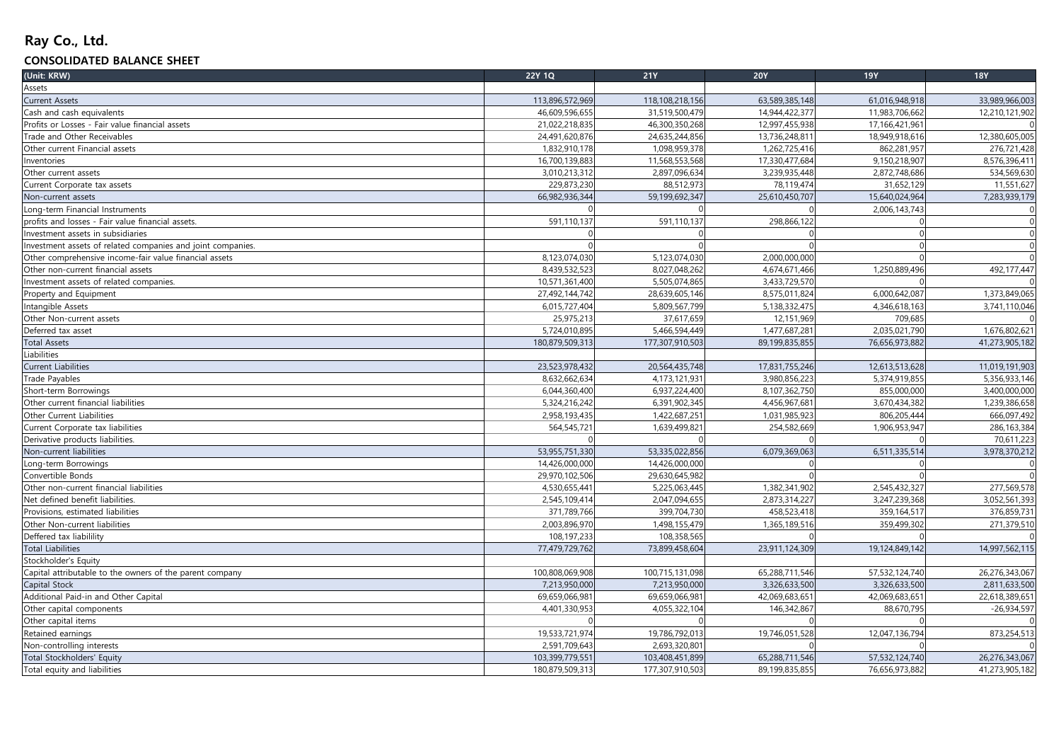# Ray Co., Ltd.

## CONSOLIDATED BALANCE SHEET

| (Unit: KRW) | 22Y 1Q | 21Y | 20Y | 19Y | 18Y |
|---|---|---|---|---|---|
| Assets | | | | | |
| Current Assets | 113,896,572,969 | 118,108,218,156 | 63,589,385,148 | 61,016,948,918 | 33,989,966,003 |
| Cash and cash equivalents | 46,609,596,655 | 31,519,500,479 | 14,944,422,377 | 11,983,706,662 | 12,210,121,902 |
| Profits or Losses - Fair value financial assets | 21,022,218,835 | 46,300,350,268 | 12,997,455,938 | 17,166,421,961 | 0 |
| Trade and Other Receivables | 24,491,620,876 | 24,635,244,856 | 13,736,248,811 | 18,949,918,616 | 12,380,605,005 |
| Other current Financial assets | 1,832,910,178 | 1,098,959,378 | 1,262,725,416 | 862,281,957 | 276,721,428 |
| Inventories | 16,700,139,883 | 11,568,553,568 | 17,330,477,684 | 9,150,218,907 | 8,576,396,411 |
| Other current assets | 3,010,213,312 | 2,897,096,634 | 3,239,935,448 | 2,872,748,686 | 534,569,630 |
| Current Corporate tax assets | 229,873,230 | 88,512,973 | 78,119,474 | 31,652,129 | 11,551,627 |
| Non-current assets | 66,982,936,344 | 59,199,692,347 | 25,610,450,707 | 15,640,024,964 | 7,283,939,179 |
| Long-term Financial Instruments | 0 | 0 | 0 | 2,006,143,743 | 0 |
| profits and losses - Fair value financial assets. | 591,110,137 | 591,110,137 | 298,866,122 | 0 | 0 |
| Investment assets in subsidiaries | 0 | 0 | 0 | 0 | 0 |
| Investment assets of related companies and joint companies. | 0 | 0 | 0 | 0 | 0 |
| Other comprehensive income-fair value financial assets | 8,123,074,030 | 5,123,074,030 | 2,000,000,000 | 0 | 0 |
| Other non-current financial assets | 8,439,532,523 | 8,027,048,262 | 4,674,671,466 | 1,250,889,496 | 492,177,447 |
| Investment assets of related companies. | 10,571,361,400 | 5,505,074,865 | 3,433,729,570 | 0 | 0 |
| Property and Equipment | 27,492,144,742 | 28,639,605,146 | 8,575,011,824 | 6,000,642,087 | 1,373,849,065 |
| Intangible Assets | 6,015,727,404 | 5,809,567,799 | 5,138,332,475 | 4,346,618,163 | 3,741,110,046 |
| Other Non-current assets | 25,975,213 | 37,617,659 | 12,151,969 | 709,685 | 0 |
| Deferred tax asset | 5,724,010,895 | 5,466,594,449 | 1,477,687,281 | 2,035,021,790 | 1,676,802,621 |
| Total Assets | 180,879,509,313 | 177,307,910,503 | 89,199,835,855 | 76,656,973,882 | 41,273,905,182 |
| Liabilities | | | | | |
| Current Liabilities | 23,523,978,432 | 20,564,435,748 | 17,831,755,246 | 12,613,513,628 | 11,019,191,903 |
| Trade Payables | 8,632,662,634 | 4,173,121,931 | 3,980,856,223 | 5,374,919,855 | 5,356,933,146 |
| Short-term Borrowings | 6,044,360,400 | 6,937,224,400 | 8,107,362,750 | 855,000,000 | 3,400,000,000 |
| Other current financial liabilities | 5,324,216,242 | 6,391,902,345 | 4,456,967,681 | 3,670,434,382 | 1,239,386,658 |
| Other Current Liabilities | 2,958,193,435 | 1,422,687,251 | 1,031,985,923 | 806,205,444 | 666,097,492 |
| Current Corporate tax liabilities | 564,545,721 | 1,639,499,821 | 254,582,669 | 1,906,953,947 | 286,163,384 |
| Derivative products liabilities. | 0 | 0 | 0 | 0 | 70,611,223 |
| Non-current liabilities | 53,955,751,330 | 53,335,022,856 | 6,079,369,063 | 6,511,335,514 | 3,978,370,212 |
| Long-term Borrowings | 14,426,000,000 | 14,426,000,000 | 0 | 0 | 0 |
| Convertible Bonds | 29,970,102,506 | 29,630,645,982 | 0 | 0 | 0 |
| Other non-current financial liabilities | 4,530,655,441 | 5,225,063,445 | 1,382,341,902 | 2,545,432,327 | 277,569,578 |
| Net defined benefit liabilities. | 2,545,109,414 | 2,047,094,655 | 2,873,314,227 | 3,247,239,368 | 3,052,561,393 |
| Provisions, estimated liabilities | 371,789,766 | 399,704,730 | 458,523,418 | 359,164,517 | 376,859,731 |
| Other Non-current liabilities | 2,003,896,970 | 1,498,155,479 | 1,365,189,516 | 359,499,302 | 271,379,510 |
| Deffered tax liabilility | 108,197,233 | 108,358,565 | 0 | 0 | 0 |
| Total Liabilities | 77,479,729,762 | 73,899,458,604 | 23,911,124,309 | 19,124,849,142 | 14,997,562,115 |
| Stockholder's Equity | | | | | |
| Capital attributable to the owners of the parent company | 100,808,069,908 | 100,715,131,098 | 65,288,711,546 | 57,532,124,740 | 26,276,343,067 |
| Capital Stock | 7,213,950,000 | 7,213,950,000 | 3,326,633,500 | 3,326,633,500 | 2,811,633,500 |
| Additional Paid-in and Other Capital | 69,659,066,981 | 69,659,066,981 | 42,069,683,651 | 42,069,683,651 | 22,618,389,651 |
| Other capital components | 4,401,330,953 | 4,055,322,104 | 146,342,867 | 88,670,795 | -26,934,597 |
| Other capital items | 0 | 0 | 0 | 0 | 0 |
| Retained earnings | 19,533,721,974 | 19,786,792,013 | 19,746,051,528 | 12,047,136,794 | 873,254,513 |
| Non-controlling interests | 2,591,709,643 | 2,693,320,801 | 0 | 0 | 0 |
| Total Stockholders' Equity | 103,399,779,551 | 103,408,451,899 | 65,288,711,546 | 57,532,124,740 | 26,276,343,067 |
| Total equity and liabilities | 180,879,509,313 | 177,307,910,503 | 89,199,835,855 | 76,656,973,882 | 41,273,905,182 |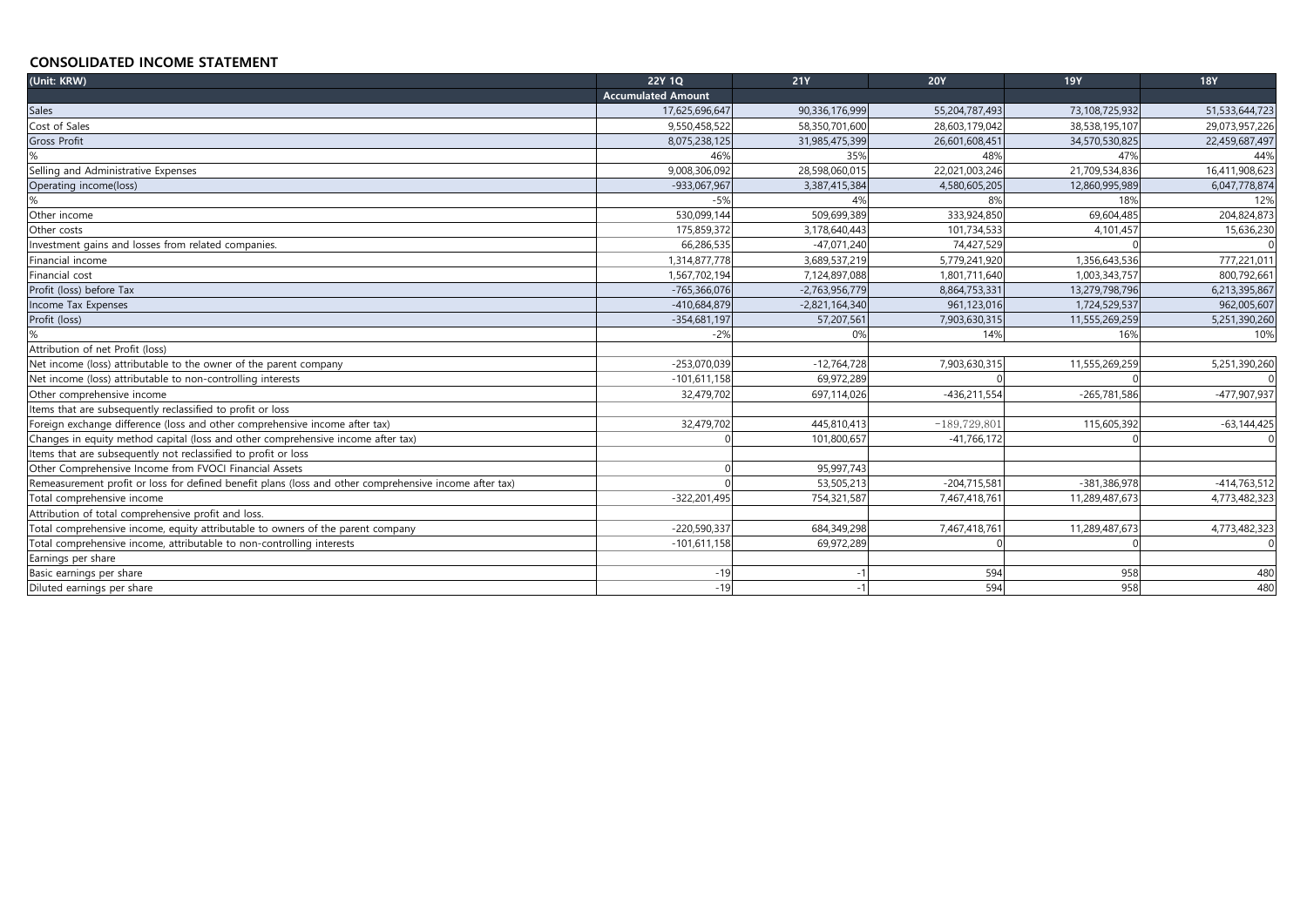## CONSOLIDATED INCOME STATEMENT

| (Unit: KRW) | 22Y 1Q | 21Y | 20Y | 19Y | 18Y |
|---|---|---|---|---|---|
| | Accumulated Amount | | | | |
| Sales | 17,625,696,647 | 90,336,176,999 | 55,204,787,493 | 73,108,725,932 | 51,533,644,723 |
| Cost of Sales | 9,550,458,522 | 58,350,701,600 | 28,603,179,042 | 38,538,195,107 | 29,073,957,226 |
| Gross Profit | 8,075,238,125 | 31,985,475,399 | 26,601,608,451 | 34,570,530,825 | 22,459,687,497 |
| % | 46% | 35% | 48% | 47% | 44% |
| Selling and Administrative Expenses | 9,008,306,092 | 28,598,060,015 | 22,021,003,246 | 21,709,534,836 | 16,411,908,623 |
| Operating income(loss) | -933,067,967 | 3,387,415,384 | 4,580,605,205 | 12,860,995,989 | 6,047,778,874 |
| % | -5% | 4% | 8% | 18% | 12% |
| Other income | 530,099,144 | 509,699,389 | 333,924,850 | 69,604,485 | 204,824,873 |
| Other costs | 175,859,372 | 3,178,640,443 | 101,734,533 | 4,101,457 | 15,636,230 |
| Investment gains and losses from related companies. | 66,286,535 | -47,071,240 | 74,427,529 | 0 | 0 |
| Financial income | 1,314,877,778 | 3,689,537,219 | 5,779,241,920 | 1,356,643,536 | 777,221,011 |
| Financial cost | 1,567,702,194 | 7,124,897,088 | 1,801,711,640 | 1,003,343,757 | 800,792,661 |
| Profit (loss) before Tax | -765,366,076 | -2,763,956,779 | 8,864,753,331 | 13,279,798,796 | 6,213,395,867 |
| Income Tax Expenses | -410,684,879 | -2,821,164,340 | 961,123,016 | 1,724,529,537 | 962,005,607 |
| Profit (loss) | -354,681,197 | 57,207,561 | 7,903,630,315 | 11,555,269,259 | 5,251,390,260 |
| % | -2% | 0% | 14% | 16% | 10% |
| Attribution of net Profit (loss) | | | | | |
| Net income (loss) attributable to the owner of the parent company | -253,070,039 | -12,764,728 | 7,903,630,315 | 11,555,269,259 | 5,251,390,260 |
| Net income (loss) attributable to non-controlling interests | -101,611,158 | 69,972,289 | 0 | 0 | 0 |
| Other comprehensive income | 32,479,702 | 697,114,026 | -436,211,554 | -265,781,586 | -477,907,937 |
| Items that are subsequently reclassified to profit or loss | | | | | |
| Foreign exchange difference (loss and other comprehensive income after tax) | 32,479,702 | 445,810,413 | −189,729,801 | 115,605,392 | -63,144,425 |
| Changes in equity method capital (loss and other comprehensive income after tax) | 0 | 101,800,657 | -41,766,172 | 0 | 0 |
| Items that are subsequently not reclassified to profit or loss | | | | | |
| Other Comprehensive Income from FVOCI Financial Assets | 0 | 95,997,743 | | | |
| Remeasurement profit or loss for defined benefit plans (loss and other comprehensive income after tax) | 0 | 53,505,213 | -204,715,581 | -381,386,978 | -414,763,512 |
| Total comprehensive income | -322,201,495 | 754,321,587 | 7,467,418,761 | 11,289,487,673 | 4,773,482,323 |
| Attribution of total comprehensive profit and loss. | | | | | |
| Total comprehensive income, equity attributable to owners of the parent company | -220,590,337 | 684,349,298 | 7,467,418,761 | 11,289,487,673 | 4,773,482,323 |
| Total comprehensive income, attributable to non-controlling interests | -101,611,158 | 69,972,289 | 0 | 0 | 0 |
| Earnings per share | | | | | |
| Basic earnings per share | -19 | -1 | 594 | 958 | 480 |
| Diluted earnings per share | -19 | -1 | 594 | 958 | 480 |